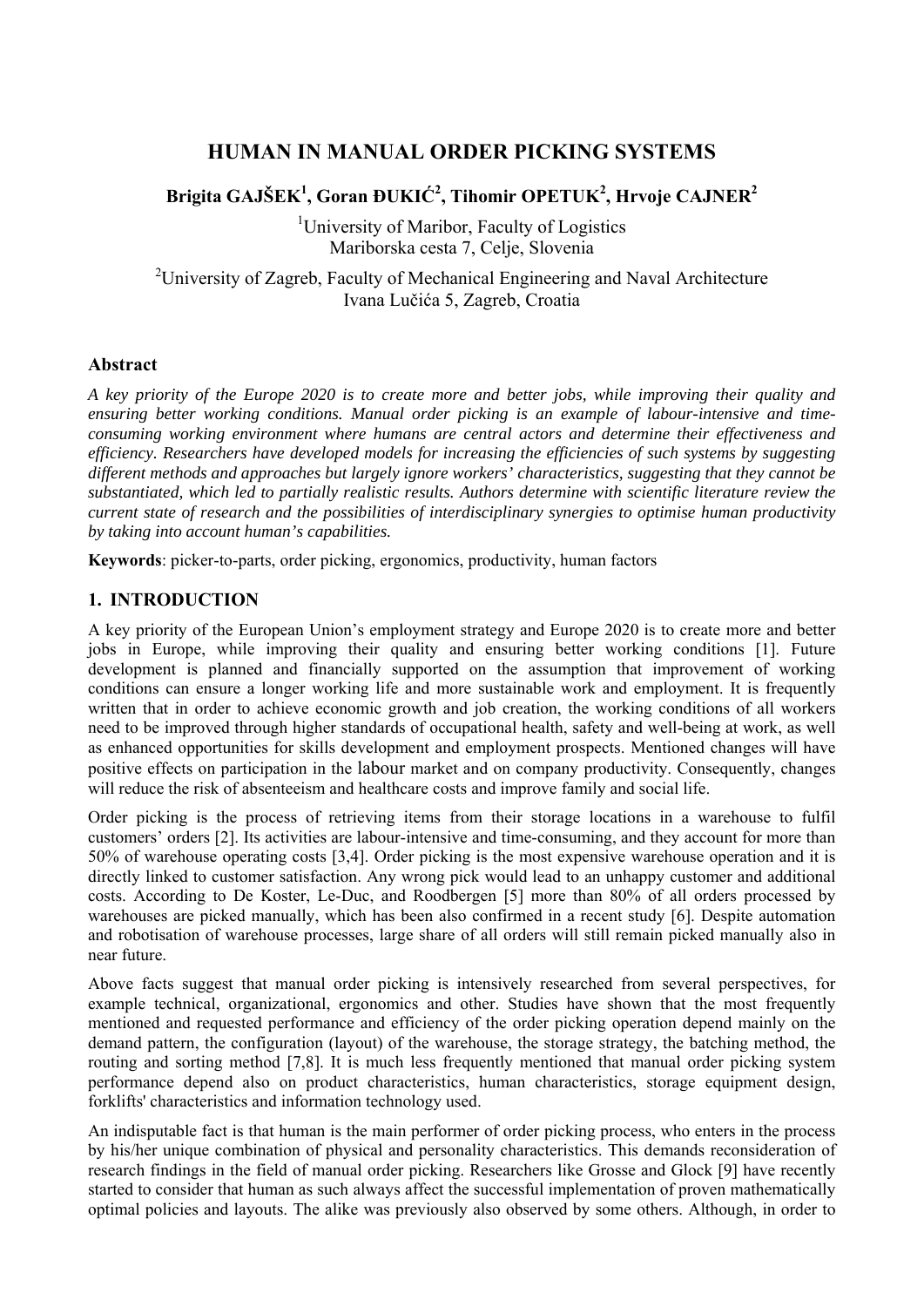# HUMAN IN MANUAL ORDER PICKING SYSTEMS

**Brigita GAJŠEK[1], Goran ĐUKIĆ[2], Tihomir OPETUK[2], Hrvoje CAJNER[2]**

[1]University of Maribor, Faculty of Logistics
Mariborska cesta 7, Celje, Slovenia

[2]University of Zagreb, Faculty of Mechanical Engineering and Naval Architecture
Ivana Lučića 5, Zagreb, Croatia

### Abstract

*A key priority of the Europe 2020 is to create more and better jobs, while improving their quality and ensuring better working conditions. Manual order picking is an example of labour-intensive and time-consuming working environment where humans are central actors and determine their effectiveness and efficiency. Researchers have developed models for increasing the efficiencies of such systems by suggesting different methods and approaches but largely ignore workers' characteristics, suggesting that they cannot be substantiated, which led to partially realistic results. Authors determine with scientific literature review the current state of research and the possibilities of interdisciplinary synergies to optimise human productivity by taking into account human's capabilities.*

**Keywords**: picker-to-parts, order picking, ergonomics, productivity, human factors

## 1. INTRODUCTION

A key priority of the European Union's employment strategy and Europe 2020 is to create more and better jobs in Europe, while improving their quality and ensuring better working conditions [1]. Future development is planned and financially supported on the assumption that improvement of working conditions can ensure a longer working life and more sustainable work and employment. It is frequently written that in order to achieve economic growth and job creation, the working conditions of all workers need to be improved through higher standards of occupational health, safety and well-being at work, as well as enhanced opportunities for skills development and employment prospects. Mentioned changes will have positive effects on participation in the labour market and on company productivity. Consequently, changes will reduce the risk of absenteeism and healthcare costs and improve family and social life.

Order picking is the process of retrieving items from their storage locations in a warehouse to fulfil customers' orders [2]. Its activities are labour-intensive and time-consuming, and they account for more than 50% of warehouse operating costs [3,4]. Order picking is the most expensive warehouse operation and it is directly linked to customer satisfaction. Any wrong pick would lead to an unhappy customer and additional costs. According to De Koster, Le-Duc, and Roodbergen [5] more than 80% of all orders processed by warehouses are picked manually, which has been also confirmed in a recent study [6]. Despite automation and robotisation of warehouse processes, large share of all orders will still remain picked manually also in near future.

Above facts suggest that manual order picking is intensively researched from several perspectives, for example technical, organizational, ergonomics and other. Studies have shown that the most frequently mentioned and requested performance and efficiency of the order picking operation depend mainly on the demand pattern, the configuration (layout) of the warehouse, the storage strategy, the batching method, the routing and sorting method [7,8]. It is much less frequently mentioned that manual order picking system performance depend also on product characteristics, human characteristics, storage equipment design, forklifts' characteristics and information technology used.

An indisputable fact is that human is the main performer of order picking process, who enters in the process by his/her unique combination of physical and personality characteristics. This demands reconsideration of research findings in the field of manual order picking. Researchers like Grosse and Glock [9] have recently started to consider that human as such always affect the successful implementation of proven mathematically optimal policies and layouts. The alike was previously also observed by some others. Although, in order to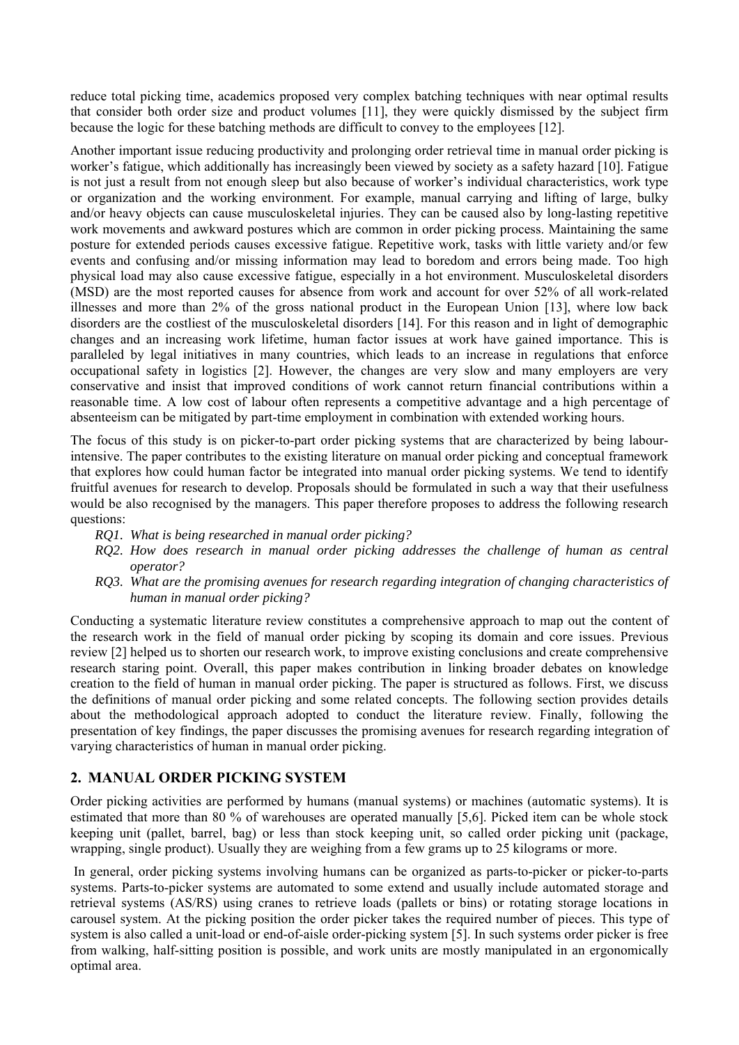reduce total picking time, academics proposed very complex batching techniques with near optimal results that consider both order size and product volumes [11], they were quickly dismissed by the subject firm because the logic for these batching methods are difficult to convey to the employees [12].

Another important issue reducing productivity and prolonging order retrieval time in manual order picking is worker's fatigue, which additionally has increasingly been viewed by society as a safety hazard [10]. Fatigue is not just a result from not enough sleep but also because of worker's individual characteristics, work type or organization and the working environment. For example, manual carrying and lifting of large, bulky and/or heavy objects can cause musculoskeletal injuries. They can be caused also by long-lasting repetitive work movements and awkward postures which are common in order picking process. Maintaining the same posture for extended periods causes excessive fatigue. Repetitive work, tasks with little variety and/or few events and confusing and/or missing information may lead to boredom and errors being made. Too high physical load may also cause excessive fatigue, especially in a hot environment. Musculoskeletal disorders (MSD) are the most reported causes for absence from work and account for over 52% of all work-related illnesses and more than 2% of the gross national product in the European Union [13], where low back disorders are the costliest of the musculoskeletal disorders [14]. For this reason and in light of demographic changes and an increasing work lifetime, human factor issues at work have gained importance. This is paralleled by legal initiatives in many countries, which leads to an increase in regulations that enforce occupational safety in logistics [2]. However, the changes are very slow and many employers are very conservative and insist that improved conditions of work cannot return financial contributions within a reasonable time. A low cost of labour often represents a competitive advantage and a high percentage of absenteeism can be mitigated by part-time employment in combination with extended working hours.

The focus of this study is on picker-to-part order picking systems that are characterized by being labour-intensive. The paper contributes to the existing literature on manual order picking and conceptual framework that explores how could human factor be integrated into manual order picking systems. We tend to identify fruitful avenues for research to develop. Proposals should be formulated in such a way that their usefulness would be also recognised by the managers. This paper therefore proposes to address the following research questions:

- *RQ1. What is being researched in manual order picking?*
- *RQ2. How does research in manual order picking addresses the challenge of human as central operator?*
- *RQ3. What are the promising avenues for research regarding integration of changing characteristics of human in manual order picking?*

Conducting a systematic literature review constitutes a comprehensive approach to map out the content of the research work in the field of manual order picking by scoping its domain and core issues. Previous review [2] helped us to shorten our research work, to improve existing conclusions and create comprehensive research staring point. Overall, this paper makes contribution in linking broader debates on knowledge creation to the field of human in manual order picking. The paper is structured as follows. First, we discuss the definitions of manual order picking and some related concepts. The following section provides details about the methodological approach adopted to conduct the literature review. Finally, following the presentation of key findings, the paper discusses the promising avenues for research regarding integration of varying characteristics of human in manual order picking.

## 2. MANUAL ORDER PICKING SYSTEM

Order picking activities are performed by humans (manual systems) or machines (automatic systems). It is estimated that more than 80 % of warehouses are operated manually [5,6]. Picked item can be whole stock keeping unit (pallet, barrel, bag) or less than stock keeping unit, so called order picking unit (package, wrapping, single product). Usually they are weighing from a few grams up to 25 kilograms or more.

In general, order picking systems involving humans can be organized as parts-to-picker or picker-to-parts systems. Parts-to-picker systems are automated to some extend and usually include automated storage and retrieval systems (AS/RS) using cranes to retrieve loads (pallets or bins) or rotating storage locations in carousel system. At the picking position the order picker takes the required number of pieces. This type of system is also called a unit-load or end-of-aisle order-picking system [5]. In such systems order picker is free from walking, half-sitting position is possible, and work units are mostly manipulated in an ergonomically optimal area.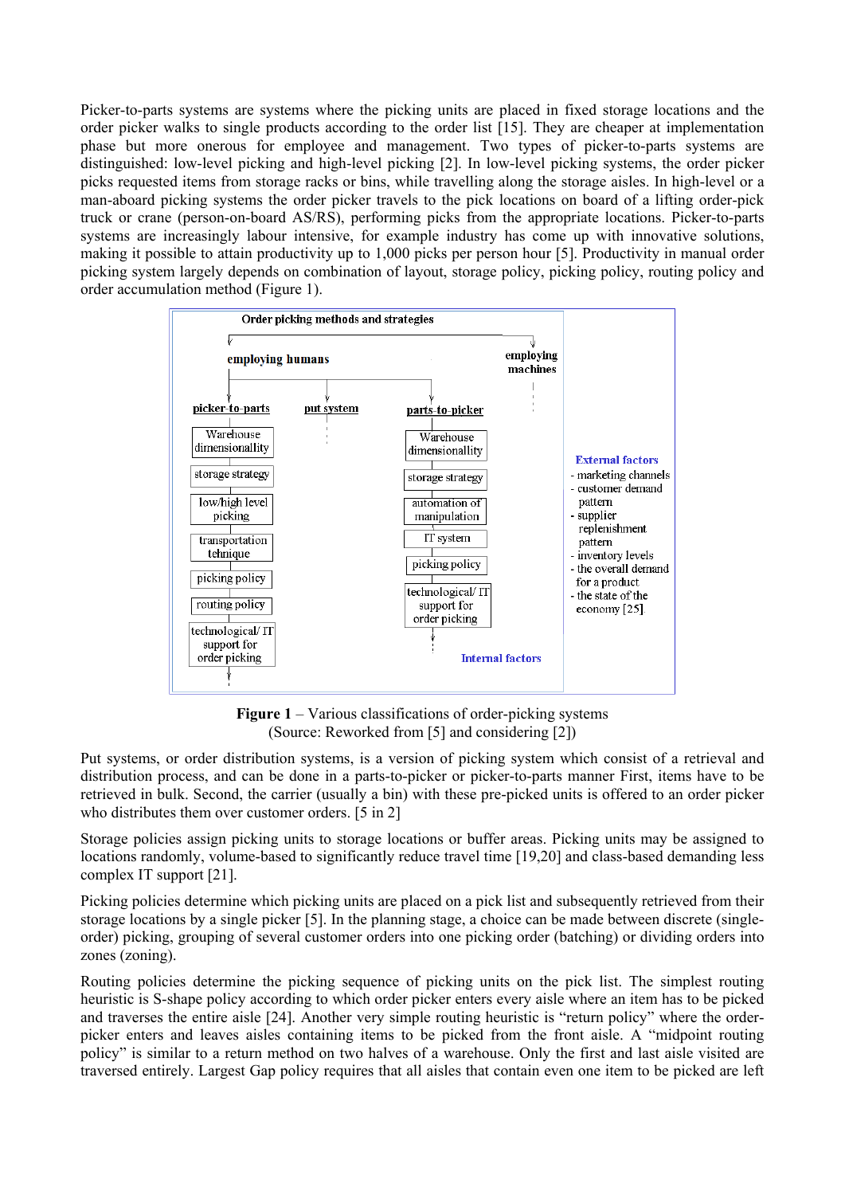Picker-to-parts systems are systems where the picking units are placed in fixed storage locations and the order picker walks to single products according to the order list [15]. They are cheaper at implementation phase but more onerous for employee and management. Two types of picker-to-parts systems are distinguished: low-level picking and high-level picking [2]. In low-level picking systems, the order picker picks requested items from storage racks or bins, while travelling along the storage aisles. In high-level or a man-aboard picking systems the order picker travels to the pick locations on board of a lifting order-pick truck or crane (person-on-board AS/RS), performing picks from the appropriate locations. Picker-to-parts systems are increasingly labour intensive, for example industry has come up with innovative solutions, making it possible to attain productivity up to 1,000 picks per person hour [5]. Productivity in manual order picking system largely depends on combination of layout, storage policy, picking policy, routing policy and order accumulation method (Figure 1).

Order picking methods and strategies

employing humans | employing machines

picker-to-parts:
- Warehouse dimensionallity
- storage strategy
- low/high level picking
- transportation tehnique
- picking policy
- routing policy
- technological/ IT support for order picking

put system

parts-to-picker:
- Warehouse dimensionallity
- storage strategy
- automation of manipulation
- IT system
- picking policy
- technological/ IT support for order picking

Internal factors

External factors
- marketing channels
- customer demand pattern
- supplier replenishment pattern
- inventory levels
- the overall demand for a product
- the state of the economy [25]

**Figure 1** – Various classifications of order-picking systems
(Source: Reworked from [5] and considering [2])

Put systems, or order distribution systems, is a version of picking system which consist of a retrieval and distribution process, and can be done in a parts-to-picker or picker-to-parts manner First, items have to be retrieved in bulk. Second, the carrier (usually a bin) with these pre-picked units is offered to an order picker who distributes them over customer orders. [5 in 2]

Storage policies assign picking units to storage locations or buffer areas. Picking units may be assigned to locations randomly, volume-based to significantly reduce travel time [19,20] and class-based demanding less complex IT support [21].

Picking policies determine which picking units are placed on a pick list and subsequently retrieved from their storage locations by a single picker [5]. In the planning stage, a choice can be made between discrete (single-order) picking, grouping of several customer orders into one picking order (batching) or dividing orders into zones (zoning).

Routing policies determine the picking sequence of picking units on the pick list. The simplest routing heuristic is S-shape policy according to which order picker enters every aisle where an item has to be picked and traverses the entire aisle [24]. Another very simple routing heuristic is "return policy" where the order-picker enters and leaves aisles containing items to be picked from the front aisle. A "midpoint routing policy" is similar to a return method on two halves of a warehouse. Only the first and last aisle visited are traversed entirely. Largest Gap policy requires that all aisles that contain even one item to be picked are left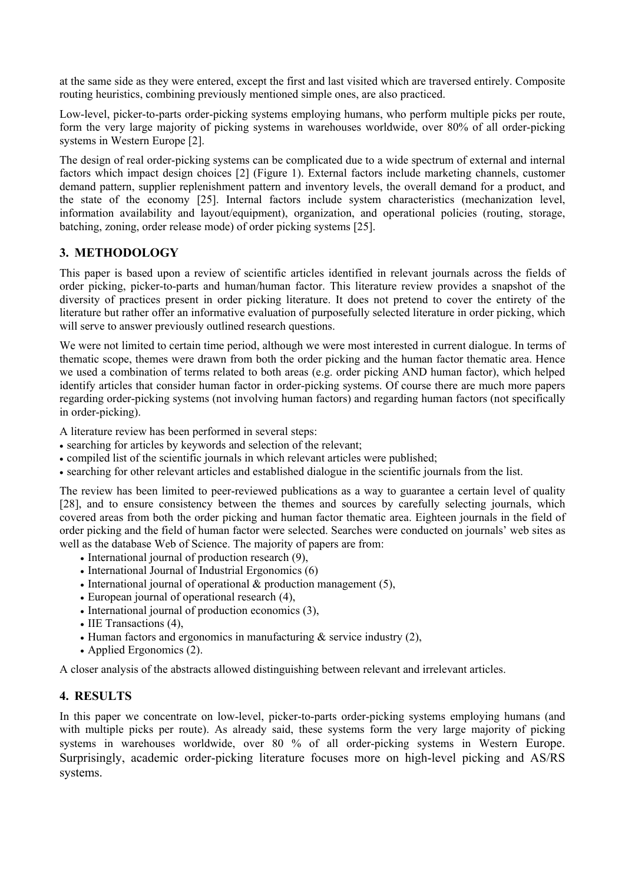at the same side as they were entered, except the first and last visited which are traversed entirely. Composite routing heuristics, combining previously mentioned simple ones, are also practiced.

Low-level, picker-to-parts order-picking systems employing humans, who perform multiple picks per route, form the very large majority of picking systems in warehouses worldwide, over 80% of all order-picking systems in Western Europe [2].

The design of real order-picking systems can be complicated due to a wide spectrum of external and internal factors which impact design choices [2] (Figure 1). External factors include marketing channels, customer demand pattern, supplier replenishment pattern and inventory levels, the overall demand for a product, and the state of the economy [25]. Internal factors include system characteristics (mechanization level, information availability and layout/equipment), organization, and operational policies (routing, storage, batching, zoning, order release mode) of order picking systems [25].

## 3. METHODOLOGY

This paper is based upon a review of scientific articles identified in relevant journals across the fields of order picking, picker-to-parts and human/human factor. This literature review provides a snapshot of the diversity of practices present in order picking literature. It does not pretend to cover the entirety of the literature but rather offer an informative evaluation of purposefully selected literature in order picking, which will serve to answer previously outlined research questions.

We were not limited to certain time period, although we were most interested in current dialogue. In terms of thematic scope, themes were drawn from both the order picking and the human factor thematic area. Hence we used a combination of terms related to both areas (e.g. order picking AND human factor), which helped identify articles that consider human factor in order-picking systems. Of course there are much more papers regarding order-picking systems (not involving human factors) and regarding human factors (not specifically in order-picking).

A literature review has been performed in several steps:

- searching for articles by keywords and selection of the relevant;
- compiled list of the scientific journals in which relevant articles were published;
- searching for other relevant articles and established dialogue in the scientific journals from the list.

The review has been limited to peer-reviewed publications as a way to guarantee a certain level of quality [28], and to ensure consistency between the themes and sources by carefully selecting journals, which covered areas from both the order picking and human factor thematic area. Eighteen journals in the field of order picking and the field of human factor were selected. Searches were conducted on journals' web sites as well as the database Web of Science. The majority of papers are from:

- International journal of production research (9),
- International Journal of Industrial Ergonomics (6)
- International journal of operational & production management (5),
- European journal of operational research (4),
- International journal of production economics (3),
- IIE Transactions (4),
- Human factors and ergonomics in manufacturing & service industry (2),
- Applied Ergonomics (2).

A closer analysis of the abstracts allowed distinguishing between relevant and irrelevant articles.

## 4. RESULTS

In this paper we concentrate on low-level, picker-to-parts order-picking systems employing humans (and with multiple picks per route). As already said, these systems form the very large majority of picking systems in warehouses worldwide, over 80 % of all order-picking systems in Western Europe. Surprisingly, academic order-picking literature focuses more on high-level picking and AS/RS systems.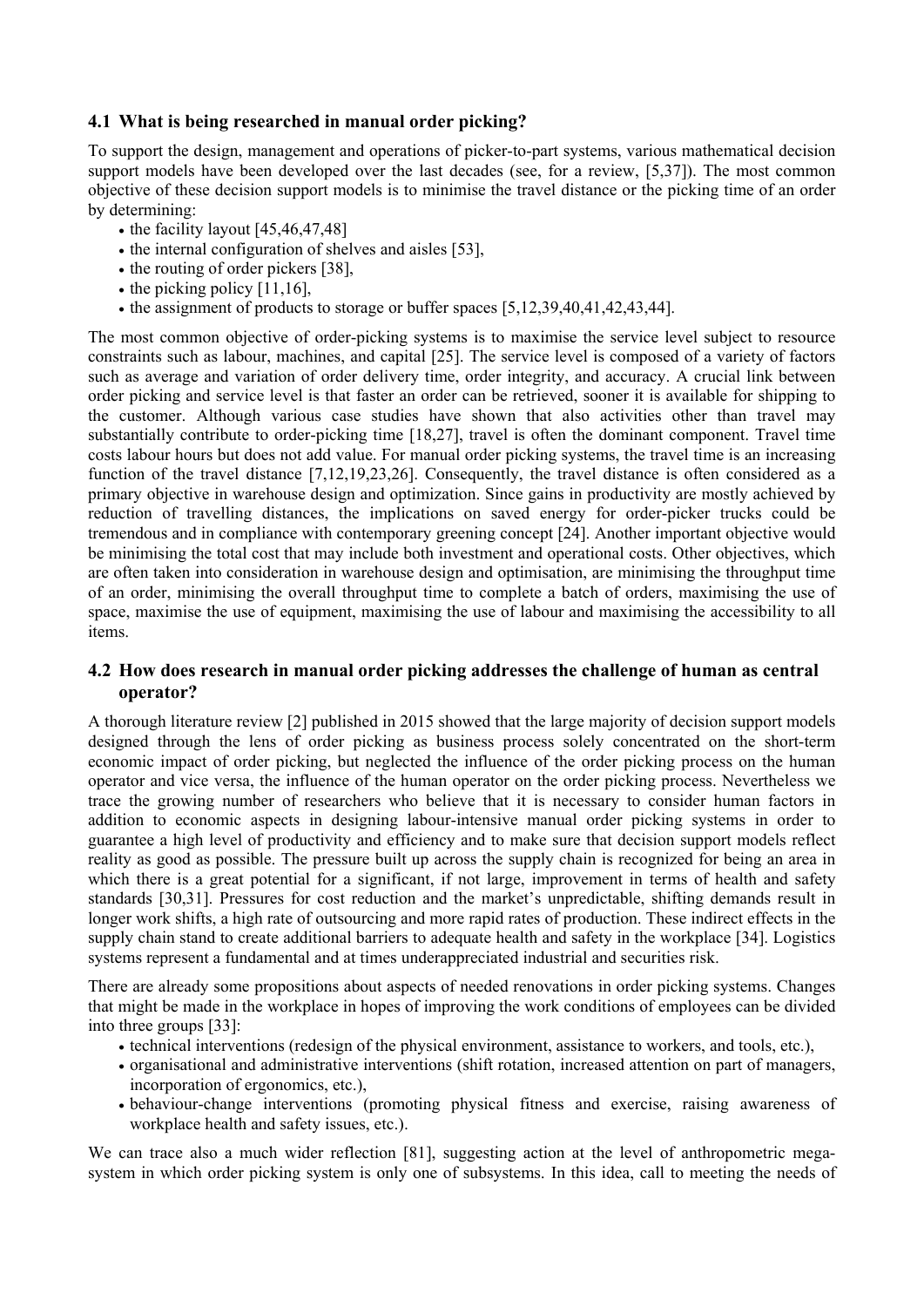### 4.1 What is being researched in manual order picking?

To support the design, management and operations of picker-to-part systems, various mathematical decision support models have been developed over the last decades (see, for a review, [5,37]). The most common objective of these decision support models is to minimise the travel distance or the picking time of an order by determining:

- the facility layout [45,46,47,48]
- the internal configuration of shelves and aisles [53],
- the routing of order pickers [38],
- the picking policy [11,16],
- the assignment of products to storage or buffer spaces [5,12,39,40,41,42,43,44].

The most common objective of order-picking systems is to maximise the service level subject to resource constraints such as labour, machines, and capital [25]. The service level is composed of a variety of factors such as average and variation of order delivery time, order integrity, and accuracy. A crucial link between order picking and service level is that faster an order can be retrieved, sooner it is available for shipping to the customer. Although various case studies have shown that also activities other than travel may substantially contribute to order-picking time [18,27], travel is often the dominant component. Travel time costs labour hours but does not add value. For manual order picking systems, the travel time is an increasing function of the travel distance [7,12,19,23,26]. Consequently, the travel distance is often considered as a primary objective in warehouse design and optimization. Since gains in productivity are mostly achieved by reduction of travelling distances, the implications on saved energy for order-picker trucks could be tremendous and in compliance with contemporary greening concept [24]. Another important objective would be minimising the total cost that may include both investment and operational costs. Other objectives, which are often taken into consideration in warehouse design and optimisation, are minimising the throughput time of an order, minimising the overall throughput time to complete a batch of orders, maximising the use of space, maximise the use of equipment, maximising the use of labour and maximising the accessibility to all items.

### 4.2 How does research in manual order picking addresses the challenge of human as central operator?

A thorough literature review [2] published in 2015 showed that the large majority of decision support models designed through the lens of order picking as business process solely concentrated on the short-term economic impact of order picking, but neglected the influence of the order picking process on the human operator and vice versa, the influence of the human operator on the order picking process. Nevertheless we trace the growing number of researchers who believe that it is necessary to consider human factors in addition to economic aspects in designing labour-intensive manual order picking systems in order to guarantee a high level of productivity and efficiency and to make sure that decision support models reflect reality as good as possible. The pressure built up across the supply chain is recognized for being an area in which there is a great potential for a significant, if not large, improvement in terms of health and safety standards [30,31]. Pressures for cost reduction and the market's unpredictable, shifting demands result in longer work shifts, a high rate of outsourcing and more rapid rates of production. These indirect effects in the supply chain stand to create additional barriers to adequate health and safety in the workplace [34]. Logistics systems represent a fundamental and at times underappreciated industrial and securities risk.

There are already some propositions about aspects of needed renovations in order picking systems. Changes that might be made in the workplace in hopes of improving the work conditions of employees can be divided into three groups [33]:

- technical interventions (redesign of the physical environment, assistance to workers, and tools, etc.),
- organisational and administrative interventions (shift rotation, increased attention on part of managers, incorporation of ergonomics, etc.),
- behaviour-change interventions (promoting physical fitness and exercise, raising awareness of workplace health and safety issues, etc.).

We can trace also a much wider reflection [81], suggesting action at the level of anthropometric mega-system in which order picking system is only one of subsystems. In this idea, call to meeting the needs of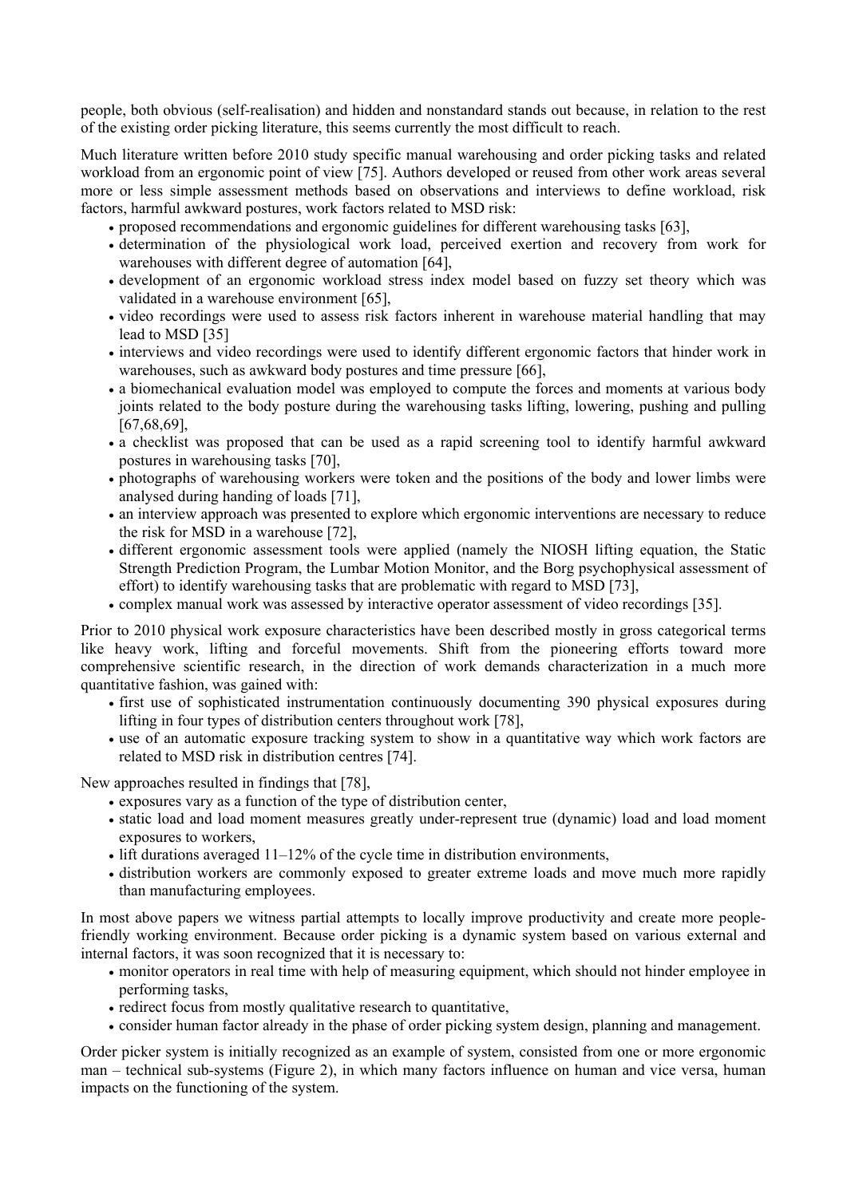people, both obvious (self-realisation) and hidden and nonstandard stands out because, in relation to the rest of the existing order picking literature, this seems currently the most difficult to reach.

Much literature written before 2010 study specific manual warehousing and order picking tasks and related workload from an ergonomic point of view [75]. Authors developed or reused from other work areas several more or less simple assessment methods based on observations and interviews to define workload, risk factors, harmful awkward postures, work factors related to MSD risk:

- proposed recommendations and ergonomic guidelines for different warehousing tasks [63],
- determination of the physiological work load, perceived exertion and recovery from work for warehouses with different degree of automation [64],
- development of an ergonomic workload stress index model based on fuzzy set theory which was validated in a warehouse environment [65],
- video recordings were used to assess risk factors inherent in warehouse material handling that may lead to MSD [35]
- interviews and video recordings were used to identify different ergonomic factors that hinder work in warehouses, such as awkward body postures and time pressure [66],
- a biomechanical evaluation model was employed to compute the forces and moments at various body joints related to the body posture during the warehousing tasks lifting, lowering, pushing and pulling [67,68,69],
- a checklist was proposed that can be used as a rapid screening tool to identify harmful awkward postures in warehousing tasks [70],
- photographs of warehousing workers were token and the positions of the body and lower limbs were analysed during handing of loads [71],
- an interview approach was presented to explore which ergonomic interventions are necessary to reduce the risk for MSD in a warehouse [72],
- different ergonomic assessment tools were applied (namely the NIOSH lifting equation, the Static Strength Prediction Program, the Lumbar Motion Monitor, and the Borg psychophysical assessment of effort) to identify warehousing tasks that are problematic with regard to MSD [73],
- complex manual work was assessed by interactive operator assessment of video recordings [35].

Prior to 2010 physical work exposure characteristics have been described mostly in gross categorical terms like heavy work, lifting and forceful movements. Shift from the pioneering efforts toward more comprehensive scientific research, in the direction of work demands characterization in a much more quantitative fashion, was gained with:

- first use of sophisticated instrumentation continuously documenting 390 physical exposures during lifting in four types of distribution centers throughout work [78],
- use of an automatic exposure tracking system to show in a quantitative way which work factors are related to MSD risk in distribution centres [74].

New approaches resulted in findings that [78],

- exposures vary as a function of the type of distribution center,
- static load and load moment measures greatly under-represent true (dynamic) load and load moment exposures to workers,
- lift durations averaged 11–12% of the cycle time in distribution environments,
- distribution workers are commonly exposed to greater extreme loads and move much more rapidly than manufacturing employees.

In most above papers we witness partial attempts to locally improve productivity and create more people-friendly working environment. Because order picking is a dynamic system based on various external and internal factors, it was soon recognized that it is necessary to:

- monitor operators in real time with help of measuring equipment, which should not hinder employee in performing tasks,
- redirect focus from mostly qualitative research to quantitative,
- consider human factor already in the phase of order picking system design, planning and management.

Order picker system is initially recognized as an example of system, consisted from one or more ergonomic man – technical sub-systems (Figure 2), in which many factors influence on human and vice versa, human impacts on the functioning of the system.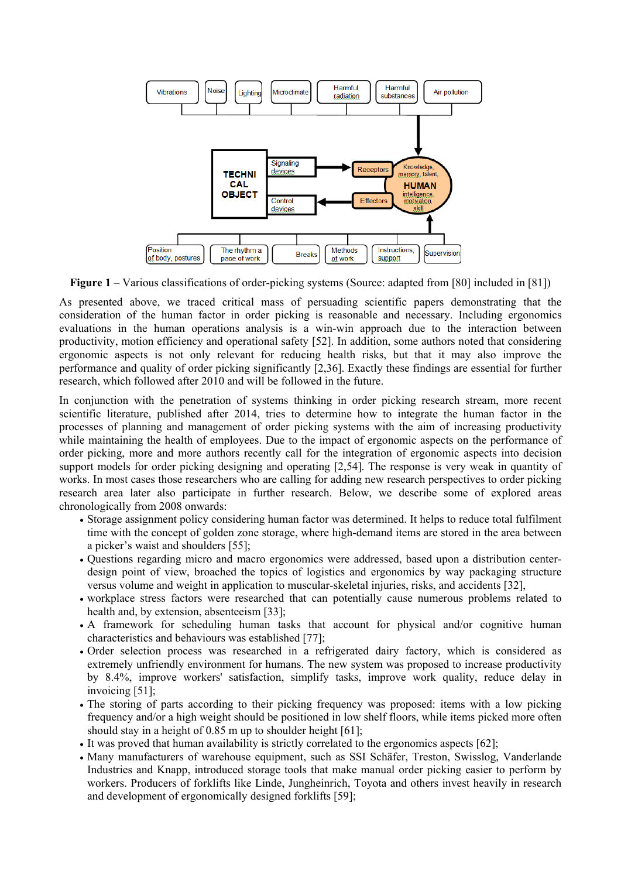**Figure 1** – Various classifications of order-picking systems (Source: adapted from [80] included in [81])

As presented above, we traced critical mass of persuading scientific papers demonstrating that the consideration of the human factor in order picking is reasonable and necessary. Including ergonomics evaluations in the human operations analysis is a win-win approach due to the interaction between productivity, motion efficiency and operational safety [52]. In addition, some authors noted that considering ergonomic aspects is not only relevant for reducing health risks, but that it may also improve the performance and quality of order picking significantly [2,36]. Exactly these findings are essential for further research, which followed after 2010 and will be followed in the future.

In conjunction with the penetration of systems thinking in order picking research stream, more recent scientific literature, published after 2014, tries to determine how to integrate the human factor in the processes of planning and management of order picking systems with the aim of increasing productivity while maintaining the health of employees. Due to the impact of ergonomic aspects on the performance of order picking, more and more authors recently call for the integration of ergonomic aspects into decision support models for order picking designing and operating [2,54]. The response is very weak in quantity of works. In most cases those researchers who are calling for adding new research perspectives to order picking research area later also participate in further research. Below, we describe some of explored areas chronologically from 2008 onwards:

- Storage assignment policy considering human factor was determined. It helps to reduce total fulfilment time with the concept of golden zone storage, where high-demand items are stored in the area between a picker's waist and shoulders [55];
- Questions regarding micro and macro ergonomics were addressed, based upon a distribution center-design point of view, broached the topics of logistics and ergonomics by way packaging structure versus volume and weight in application to muscular-skeletal injuries, risks, and accidents [32],
- workplace stress factors were researched that can potentially cause numerous problems related to health and, by extension, absenteeism [33];
- A framework for scheduling human tasks that account for physical and/or cognitive human characteristics and behaviours was established [77];
- Order selection process was researched in a refrigerated dairy factory, which is considered as extremely unfriendly environment for humans. The new system was proposed to increase productivity by 8.4%, improve workers' satisfaction, simplify tasks, improve work quality, reduce delay in invoicing [51];
- The storing of parts according to their picking frequency was proposed: items with a low picking frequency and/or a high weight should be positioned in low shelf floors, while items picked more often should stay in a height of 0.85 m up to shoulder height [61];
- It was proved that human availability is strictly correlated to the ergonomics aspects [62];
- Many manufacturers of warehouse equipment, such as SSI Schäfer, Treston, Swisslog, Vanderlande Industries and Knapp, introduced storage tools that make manual order picking easier to perform by workers. Producers of forklifts like Linde, Jungheinrich, Toyota and others invest heavily in research and development of ergonomically designed forklifts [59];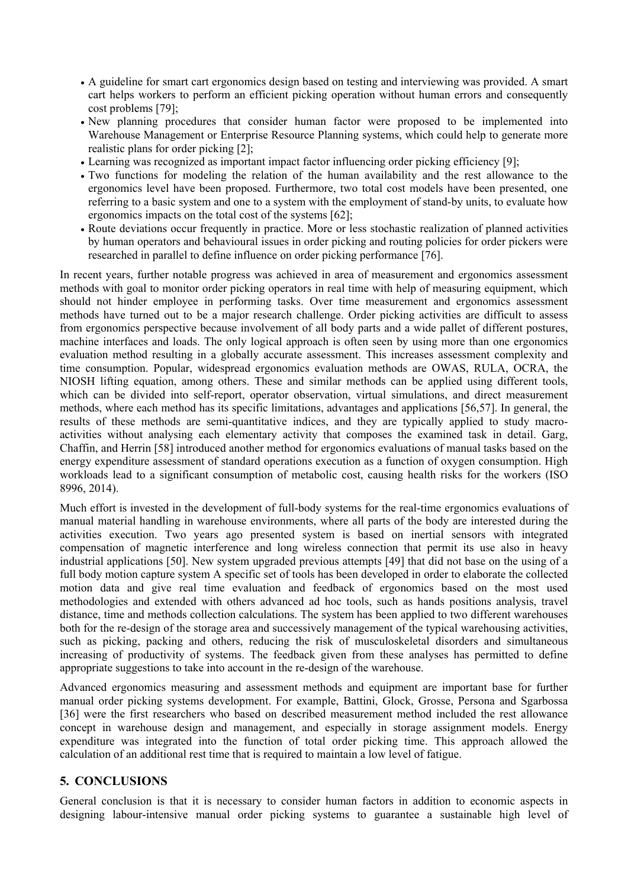- A guideline for smart cart ergonomics design based on testing and interviewing was provided. A smart cart helps workers to perform an efficient picking operation without human errors and consequently cost problems [79];
- New planning procedures that consider human factor were proposed to be implemented into Warehouse Management or Enterprise Resource Planning systems, which could help to generate more realistic plans for order picking [2];
- Learning was recognized as important impact factor influencing order picking efficiency [9];
- Two functions for modeling the relation of the human availability and the rest allowance to the ergonomics level have been proposed. Furthermore, two total cost models have been presented, one referring to a basic system and one to a system with the employment of stand-by units, to evaluate how ergonomics impacts on the total cost of the systems [62];
- Route deviations occur frequently in practice. More or less stochastic realization of planned activities by human operators and behavioural issues in order picking and routing policies for order pickers were researched in parallel to define influence on order picking performance [76].

In recent years, further notable progress was achieved in area of measurement and ergonomics assessment methods with goal to monitor order picking operators in real time with help of measuring equipment, which should not hinder employee in performing tasks. Over time measurement and ergonomics assessment methods have turned out to be a major research challenge. Order picking activities are difficult to assess from ergonomics perspective because involvement of all body parts and a wide pallet of different postures, machine interfaces and loads. The only logical approach is often seen by using more than one ergonomics evaluation method resulting in a globally accurate assessment. This increases assessment complexity and time consumption. Popular, widespread ergonomics evaluation methods are OWAS, RULA, OCRA, the NIOSH lifting equation, among others. These and similar methods can be applied using different tools, which can be divided into self-report, operator observation, virtual simulations, and direct measurement methods, where each method has its specific limitations, advantages and applications [56,57]. In general, the results of these methods are semi-quantitative indices, and they are typically applied to study macro-activities without analysing each elementary activity that composes the examined task in detail. Garg, Chaffin, and Herrin [58] introduced another method for ergonomics evaluations of manual tasks based on the energy expenditure assessment of standard operations execution as a function of oxygen consumption. High workloads lead to a significant consumption of metabolic cost, causing health risks for the workers (ISO 8996, 2014).

Much effort is invested in the development of full-body systems for the real-time ergonomics evaluations of manual material handling in warehouse environments, where all parts of the body are interested during the activities execution. Two years ago presented system is based on inertial sensors with integrated compensation of magnetic interference and long wireless connection that permit its use also in heavy industrial applications [50]. New system upgraded previous attempts [49] that did not base on the using of a full body motion capture system A specific set of tools has been developed in order to elaborate the collected motion data and give real time evaluation and feedback of ergonomics based on the most used methodologies and extended with others advanced ad hoc tools, such as hands positions analysis, travel distance, time and methods collection calculations. The system has been applied to two different warehouses both for the re-design of the storage area and successively management of the typical warehousing activities, such as picking, packing and others, reducing the risk of musculoskeletal disorders and simultaneous increasing of productivity of systems. The feedback given from these analyses has permitted to define appropriate suggestions to take into account in the re-design of the warehouse.

Advanced ergonomics measuring and assessment methods and equipment are important base for further manual order picking systems development. For example, Battini, Glock, Grosse, Persona and Sgarbossa [36] were the first researchers who based on described measurement method included the rest allowance concept in warehouse design and management, and especially in storage assignment models. Energy expenditure was integrated into the function of total order picking time. This approach allowed the calculation of an additional rest time that is required to maintain a low level of fatigue.

## 5. CONCLUSIONS

General conclusion is that it is necessary to consider human factors in addition to economic aspects in designing labour-intensive manual order picking systems to guarantee a sustainable high level of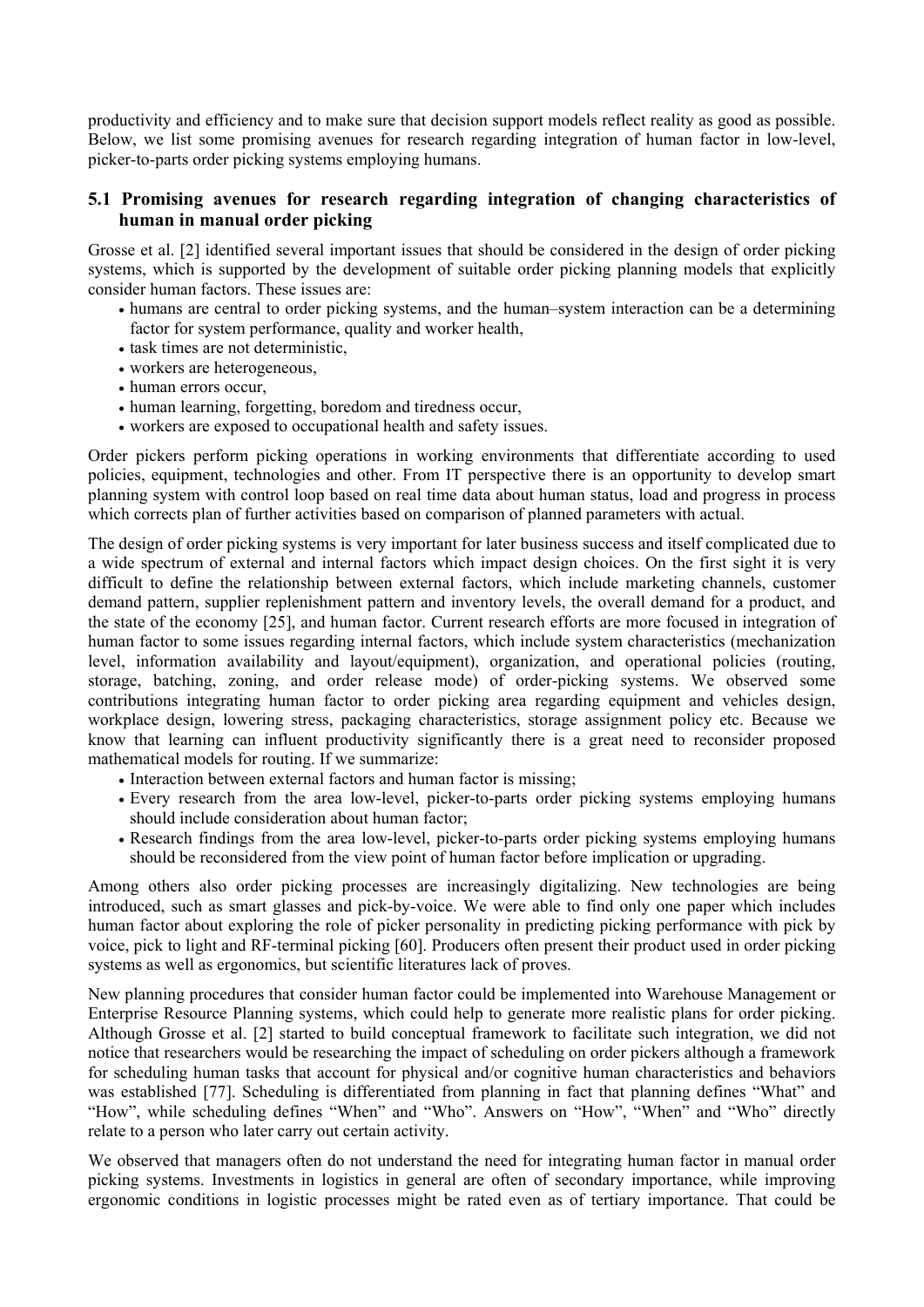productivity and efficiency and to make sure that decision support models reflect reality as good as possible. Below, we list some promising avenues for research regarding integration of human factor in low-level, picker-to-parts order picking systems employing humans.

### 5.1 Promising avenues for research regarding integration of changing characteristics of human in manual order picking

Grosse et al. [2] identified several important issues that should be considered in the design of order picking systems, which is supported by the development of suitable order picking planning models that explicitly consider human factors. These issues are:

- humans are central to order picking systems, and the human–system interaction can be a determining factor for system performance, quality and worker health,
- task times are not deterministic,
- workers are heterogeneous,
- human errors occur,
- human learning, forgetting, boredom and tiredness occur,
- workers are exposed to occupational health and safety issues.

Order pickers perform picking operations in working environments that differentiate according to used policies, equipment, technologies and other. From IT perspective there is an opportunity to develop smart planning system with control loop based on real time data about human status, load and progress in process which corrects plan of further activities based on comparison of planned parameters with actual.

The design of order picking systems is very important for later business success and itself complicated due to a wide spectrum of external and internal factors which impact design choices. On the first sight it is very difficult to define the relationship between external factors, which include marketing channels, customer demand pattern, supplier replenishment pattern and inventory levels, the overall demand for a product, and the state of the economy [25], and human factor. Current research efforts are more focused in integration of human factor to some issues regarding internal factors, which include system characteristics (mechanization level, information availability and layout/equipment), organization, and operational policies (routing, storage, batching, zoning, and order release mode) of order-picking systems. We observed some contributions integrating human factor to order picking area regarding equipment and vehicles design, workplace design, lowering stress, packaging characteristics, storage assignment policy etc. Because we know that learning can influent productivity significantly there is a great need to reconsider proposed mathematical models for routing. If we summarize:

- Interaction between external factors and human factor is missing;
- Every research from the area low-level, picker-to-parts order picking systems employing humans should include consideration about human factor;
- Research findings from the area low-level, picker-to-parts order picking systems employing humans should be reconsidered from the view point of human factor before implication or upgrading.

Among others also order picking processes are increasingly digitalizing. New technologies are being introduced, such as smart glasses and pick-by-voice. We were able to find only one paper which includes human factor about exploring the role of picker personality in predicting picking performance with pick by voice, pick to light and RF-terminal picking [60]. Producers often present their product used in order picking systems as well as ergonomics, but scientific literatures lack of proves.

New planning procedures that consider human factor could be implemented into Warehouse Management or Enterprise Resource Planning systems, which could help to generate more realistic plans for order picking. Although Grosse et al. [2] started to build conceptual framework to facilitate such integration, we did not notice that researchers would be researching the impact of scheduling on order pickers although a framework for scheduling human tasks that account for physical and/or cognitive human characteristics and behaviors was established [77]. Scheduling is differentiated from planning in fact that planning defines "What" and "How", while scheduling defines "When" and "Who". Answers on "How", "When" and "Who" directly relate to a person who later carry out certain activity.

We observed that managers often do not understand the need for integrating human factor in manual order picking systems. Investments in logistics in general are often of secondary importance, while improving ergonomic conditions in logistic processes might be rated even as of tertiary importance. That could be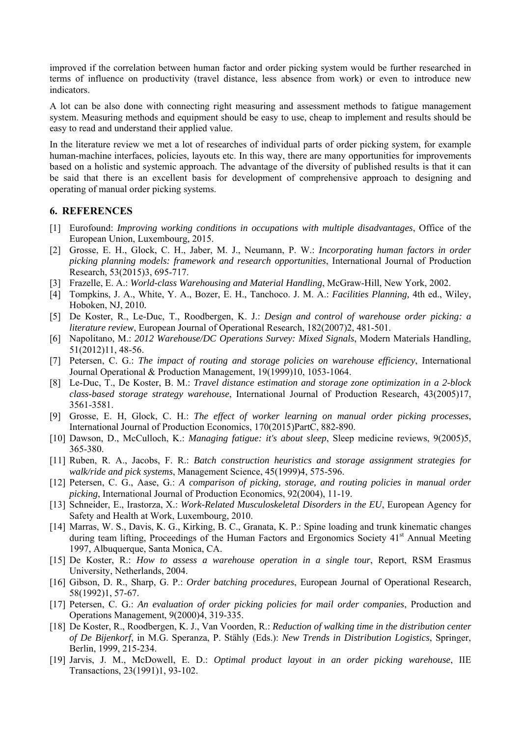improved if the correlation between human factor and order picking system would be further researched in terms of influence on productivity (travel distance, less absence from work) or even to introduce new indicators.

A lot can be also done with connecting right measuring and assessment methods to fatigue management system. Measuring methods and equipment should be easy to use, cheap to implement and results should be easy to read and understand their applied value.

In the literature review we met a lot of researches of individual parts of order picking system, for example human-machine interfaces, policies, layouts etc. In this way, there are many opportunities for improvements based on a holistic and systemic approach. The advantage of the diversity of published results is that it can be said that there is an excellent basis for development of comprehensive approach to designing and operating of manual order picking systems.

## 6. REFERENCES

[1] Eurofound: *Improving working conditions in occupations with multiple disadvantages*, Office of the European Union, Luxembourg, 2015.

[2] Grosse, E. H., Glock, C. H., Jaber, M. J., Neumann, P. W.: *Incorporating human factors in order picking planning models: framework and research opportunities*, International Journal of Production Research, 53(2015)3, 695-717.

[3] Frazelle, E. A.: *World-class Warehousing and Material Handling*, McGraw-Hill, New York, 2002.

[4] Tompkins, J. A., White, Y. A., Bozer, E. H., Tanchoco. J. M. A.: *Facilities Planning,* 4th ed., Wiley, Hoboken, NJ, 2010.

[5] De Koster, R., Le-Duc, T., Roodbergen, K. J.: *Design and control of warehouse order picking: a literature review*, European Journal of Operational Research, 182(2007)2, 481-501.

[6] Napolitano, M.: *2012 Warehouse/DC Operations Survey: Mixed Signals*, Modern Materials Handling, 51(2012)11, 48-56.

[7] Petersen, C. G.: *The impact of routing and storage policies on warehouse efficiency*, International Journal Operational & Production Management, 19(1999)10, 1053-1064.

[8] Le-Duc, T., De Koster, B. M.: *Travel distance estimation and storage zone optimization in a 2-block class-based storage strategy warehouse*, International Journal of Production Research, 43(2005)17, 3561-3581.

[9] Grosse, E. H, Glock, C. H.: *The effect of worker learning on manual order picking processes*, International Journal of Production Economics, 170(2015)PartC, 882-890.

[10] Dawson, D., McCulloch, K.: *Managing fatigue: it's about sleep*, Sleep medicine reviews, 9(2005)5, 365-380.

[11] Ruben, R. A., Jacobs, F. R.: *Batch construction heuristics and storage assignment strategies for walk/ride and pick systems*, Management Science, 45(1999)4, 575-596.

[12] Petersen, C. G., Aase, G.: *A comparison of picking, storage, and routing policies in manual order picking*, International Journal of Production Economics, 92(2004), 11-19.

[13] Schneider, E., Irastorza, X.: *Work-Related Musculoskeletal Disorders in the EU*, European Agency for Safety and Health at Work, Luxembourg, 2010.

[14] Marras, W. S., Davis, K. G., Kirking, B. C., Granata, K. P.: Spine loading and trunk kinematic changes during team lifting, Proceedings of the Human Factors and Ergonomics Society 41st Annual Meeting 1997, Albuquerque, Santa Monica, CA.

[15] De Koster, R.: *How to assess a warehouse operation in a single tour*, Report, RSM Erasmus University, Netherlands, 2004.

[16] Gibson, D. R., Sharp, G. P.: *Order batching procedures*, European Journal of Operational Research, 58(1992)1, 57-67.

[17] Petersen, C. G.: *An evaluation of order picking policies for mail order companies*, Production and Operations Management, 9(2000)4, 319-335.

[18] De Koster, R., Roodbergen, K. J., Van Voorden, R.: *Reduction of walking time in the distribution center of De Bijenkorf*, in M.G. Speranza, P. Stähly (Eds.): *New Trends in Distribution Logistics*, Springer, Berlin, 1999, 215-234.

[19] Jarvis, J. M., McDowell, E. D.: *Optimal product layout in an order picking warehouse*, IIE Transactions, 23(1991)1, 93-102.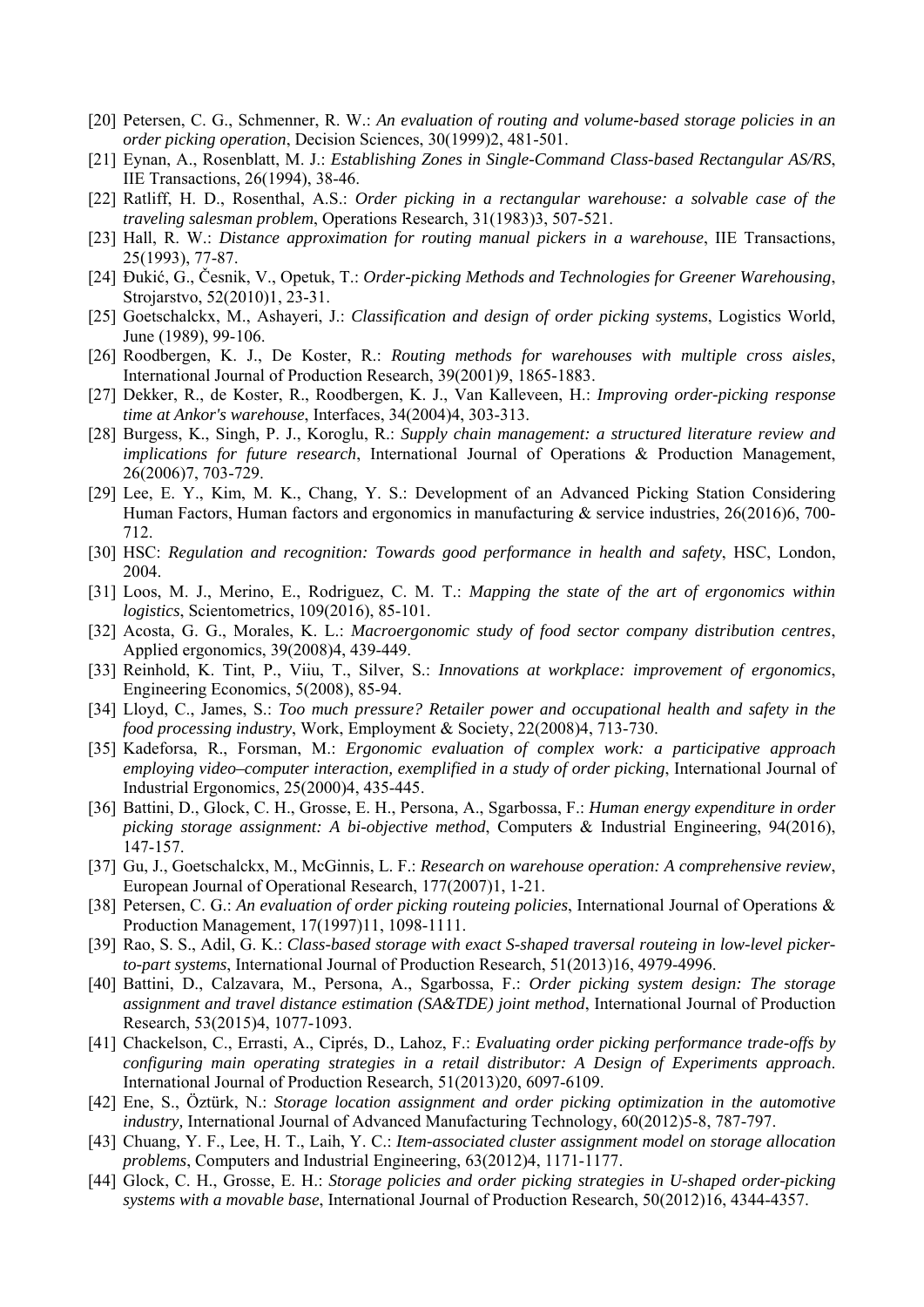[20] Petersen, C. G., Schmenner, R. W.: *An evaluation of routing and volume-based storage policies in an order picking operation*, Decision Sciences, 30(1999)2, 481-501.

[21] Eynan, A., Rosenblatt, M. J.: *Establishing Zones in Single-Command Class-based Rectangular AS/RS*, IIE Transactions, 26(1994), 38-46.

[22] Ratliff, H. D., Rosenthal, A.S.: *Order picking in a rectangular warehouse: a solvable case of the traveling salesman problem*, Operations Research, 31(1983)3, 507-521.

[23] Hall, R. W.: *Distance approximation for routing manual pickers in a warehouse*, IIE Transactions, 25(1993), 77-87.

[24] Đukić, G., Česnik, V., Opetuk, T.: *Order-picking Methods and Technologies for Greener Warehousing*, Strojarstvo, 52(2010)1, 23-31.

[25] Goetschalckx, M., Ashayeri, J.: *Classification and design of order picking systems*, Logistics World, June (1989), 99-106.

[26] Roodbergen, K. J., De Koster, R.: *Routing methods for warehouses with multiple cross aisles*, International Journal of Production Research, 39(2001)9, 1865-1883.

[27] Dekker, R., de Koster, R., Roodbergen, K. J., Van Kalleveen, H.: *Improving order-picking response time at Ankor's warehouse*, Interfaces, 34(2004)4, 303-313.

[28] Burgess, K., Singh, P. J., Koroglu, R.: *Supply chain management: a structured literature review and implications for future research*, International Journal of Operations & Production Management, 26(2006)7, 703-729.

[29] Lee, E. Y., Kim, M. K., Chang, Y. S.: Development of an Advanced Picking Station Considering Human Factors, Human factors and ergonomics in manufacturing & service industries, 26(2016)6, 700-712.

[30] HSC: *Regulation and recognition: Towards good performance in health and safety*, HSC, London, 2004.

[31] Loos, M. J., Merino, E., Rodriguez, C. M. T.: *Mapping the state of the art of ergonomics within logistics*, Scientometrics, 109(2016), 85-101.

[32] Acosta, G. G., Morales, K. L.: *Macroergonomic study of food sector company distribution centres*, Applied ergonomics, 39(2008)4, 439-449.

[33] Reinhold, K. Tint, P., Viiu, T., Silver, S.: *Innovations at workplace: improvement of ergonomics*, Engineering Economics, 5(2008), 85-94.

[34] Lloyd, C., James, S.: *Too much pressure? Retailer power and occupational health and safety in the food processing industry*, Work, Employment & Society, 22(2008)4, 713-730.

[35] Kadeforsa, R., Forsman, M.: *Ergonomic evaluation of complex work: a participative approach employing video–computer interaction, exemplified in a study of order picking*, International Journal of Industrial Ergonomics, 25(2000)4, 435-445.

[36] Battini, D., Glock, C. H., Grosse, E. H., Persona, A., Sgarbossa, F.: *Human energy expenditure in order picking storage assignment: A bi-objective method*, Computers & Industrial Engineering, 94(2016), 147-157.

[37] Gu, J., Goetschalckx, M., McGinnis, L. F.: *Research on warehouse operation: A comprehensive review*, European Journal of Operational Research, 177(2007)1, 1-21.

[38] Petersen, C. G.: *An evaluation of order picking routeing policies*, International Journal of Operations & Production Management, 17(1997)11, 1098-1111.

[39] Rao, S. S., Adil, G. K.: *Class-based storage with exact S-shaped traversal routeing in low-level picker-to-part systems*, International Journal of Production Research, 51(2013)16, 4979-4996.

[40] Battini, D., Calzavara, M., Persona, A., Sgarbossa, F.: *Order picking system design: The storage assignment and travel distance estimation (SA&TDE) joint method*, International Journal of Production Research, 53(2015)4, 1077-1093.

[41] Chackelson, C., Errasti, A., Ciprés, D., Lahoz, F.: *Evaluating order picking performance trade-offs by configuring main operating strategies in a retail distributor: A Design of Experiments approach*. International Journal of Production Research, 51(2013)20, 6097-6109.

[42] Ene, S., Öztürk, N.: *Storage location assignment and order picking optimization in the automotive industry,* International Journal of Advanced Manufacturing Technology, 60(2012)5-8, 787-797.

[43] Chuang, Y. F., Lee, H. T., Laih, Y. C.: *Item-associated cluster assignment model on storage allocation problems*, Computers and Industrial Engineering, 63(2012)4, 1171-1177.

[44] Glock, C. H., Grosse, E. H.: *Storage policies and order picking strategies in U-shaped order-picking systems with a movable base*, International Journal of Production Research, 50(2012)16, 4344-4357.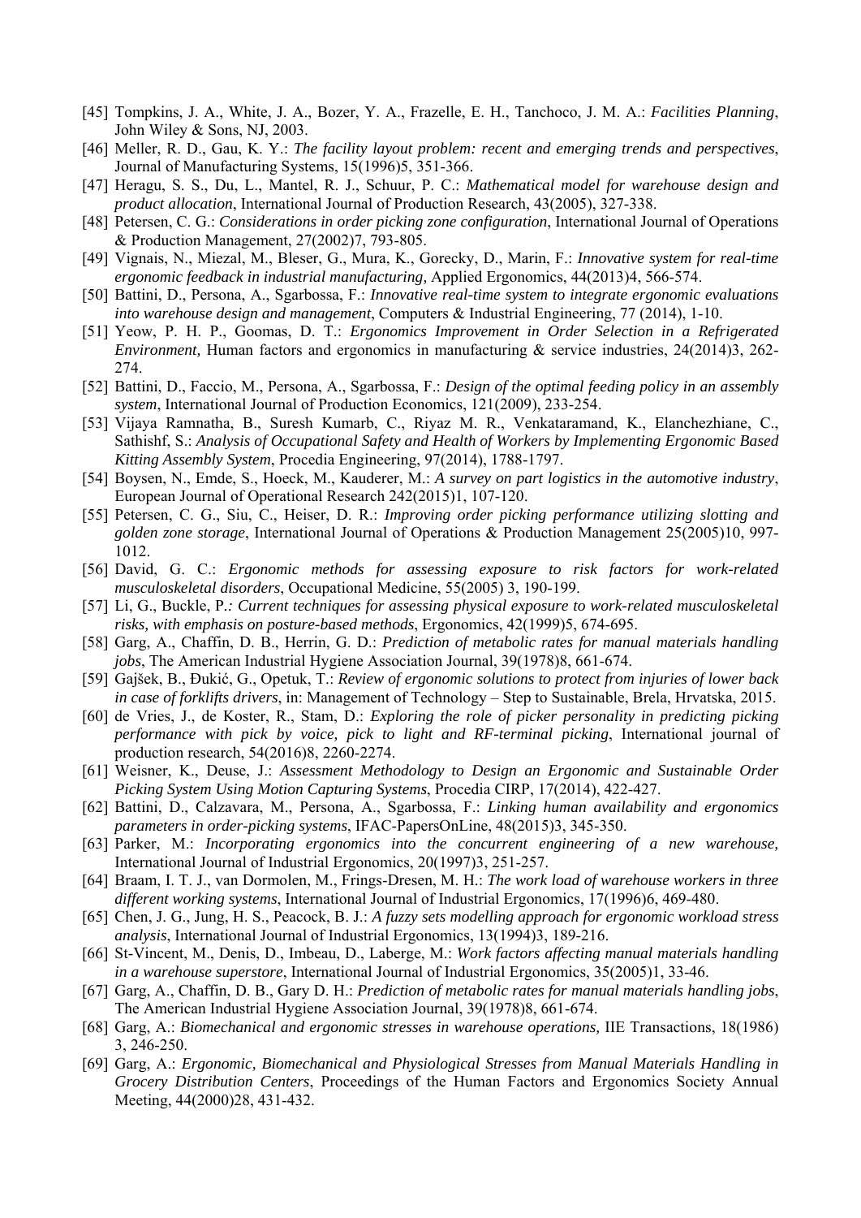[45] Tompkins, J. A., White, J. A., Bozer, Y. A., Frazelle, E. H., Tanchoco, J. M. A.: *Facilities Planning*, John Wiley & Sons, NJ, 2003.

[46] Meller, R. D., Gau, K. Y.: *The facility layout problem: recent and emerging trends and perspectives*, Journal of Manufacturing Systems, 15(1996)5, 351-366.

[47] Heragu, S. S., Du, L., Mantel, R. J., Schuur, P. C.: *Mathematical model for warehouse design and product allocation*, International Journal of Production Research, 43(2005), 327-338.

[48] Petersen, C. G.: *Considerations in order picking zone configuration*, International Journal of Operations & Production Management, 27(2002)7, 793-805.

[49] Vignais, N., Miezal, M., Bleser, G., Mura, K., Gorecky, D., Marin, F.: *Innovative system for real-time ergonomic feedback in industrial manufacturing,* Applied Ergonomics, 44(2013)4, 566-574.

[50] Battini, D., Persona, A., Sgarbossa, F.: *Innovative real-time system to integrate ergonomic evaluations into warehouse design and management*, Computers & Industrial Engineering, 77 (2014), 1-10.

[51] Yeow, P. H. P., Goomas, D. T.: *Ergonomics Improvement in Order Selection in a Refrigerated Environment,* Human factors and ergonomics in manufacturing & service industries, 24(2014)3, 262-274.

[52] Battini, D., Faccio, M., Persona, A., Sgarbossa, F.: *Design of the optimal feeding policy in an assembly system*, International Journal of Production Economics, 121(2009), 233-254.

[53] Vijaya Ramnatha, B., Suresh Kumarb, C., Riyaz M. R., Venkataramand, K., Elanchezhiane, C., Sathishf, S.: *Analysis of Occupational Safety and Health of Workers by Implementing Ergonomic Based Kitting Assembly System*, Procedia Engineering, 97(2014), 1788-1797.

[54] Boysen, N., Emde, S., Hoeck, M., Kauderer, M.: *A survey on part logistics in the automotive industry*, European Journal of Operational Research 242(2015)1, 107-120.

[55] Petersen, C. G., Siu, C., Heiser, D. R.: *Improving order picking performance utilizing slotting and golden zone storage*, International Journal of Operations & Production Management 25(2005)10, 997-1012.

[56] David, G. C.: *Ergonomic methods for assessing exposure to risk factors for work-related musculoskeletal disorders*, Occupational Medicine, 55(2005) 3, 190-199.

[57] Li, G., Buckle, P.*: Current techniques for assessing physical exposure to work-related musculoskeletal risks, with emphasis on posture-based methods*, Ergonomics, 42(1999)5, 674-695.

[58] Garg, A., Chaffin, D. B., Herrin, G. D.: *Prediction of metabolic rates for manual materials handling jobs*, The American Industrial Hygiene Association Journal, 39(1978)8, 661-674.

[59] Gajšek, B., Đukić, G., Opetuk, T.: *Review of ergonomic solutions to protect from injuries of lower back in case of forklifts drivers*, in: Management of Technology – Step to Sustainable, Brela, Hrvatska, 2015.

[60] de Vries, J., de Koster, R., Stam, D.: *Exploring the role of picker personality in predicting picking performance with pick by voice, pick to light and RF-terminal picking*, International journal of production research, 54(2016)8, 2260-2274.

[61] Weisner, K., Deuse, J.: *Assessment Methodology to Design an Ergonomic and Sustainable Order Picking System Using Motion Capturing Systems*, Procedia CIRP, 17(2014), 422-427.

[62] Battini, D., Calzavara, M., Persona, A., Sgarbossa, F.: *Linking human availability and ergonomics parameters in order-picking systems*, IFAC-PapersOnLine, 48(2015)3, 345-350.

[63] Parker, M.: *Incorporating ergonomics into the concurrent engineering of a new warehouse,* International Journal of Industrial Ergonomics, 20(1997)3, 251-257.

[64] Braam, I. T. J., van Dormolen, M., Frings-Dresen, M. H.: *The work load of warehouse workers in three different working systems*, International Journal of Industrial Ergonomics, 17(1996)6, 469-480.

[65] Chen, J. G., Jung, H. S., Peacock, B. J.: *A fuzzy sets modelling approach for ergonomic workload stress analysis*, International Journal of Industrial Ergonomics, 13(1994)3, 189-216.

[66] St-Vincent, M., Denis, D., Imbeau, D., Laberge, M.: *Work factors affecting manual materials handling in a warehouse superstore*, International Journal of Industrial Ergonomics, 35(2005)1, 33-46.

[67] Garg, A., Chaffin, D. B., Gary D. H.: *Prediction of metabolic rates for manual materials handling jobs*, The American Industrial Hygiene Association Journal, 39(1978)8, 661-674.

[68] Garg, A.: *Biomechanical and ergonomic stresses in warehouse operations,* IIE Transactions, 18(1986) 3, 246-250.

[69] Garg, A.: *Ergonomic, Biomechanical and Physiological Stresses from Manual Materials Handling in Grocery Distribution Centers*, Proceedings of the Human Factors and Ergonomics Society Annual Meeting, 44(2000)28, 431-432.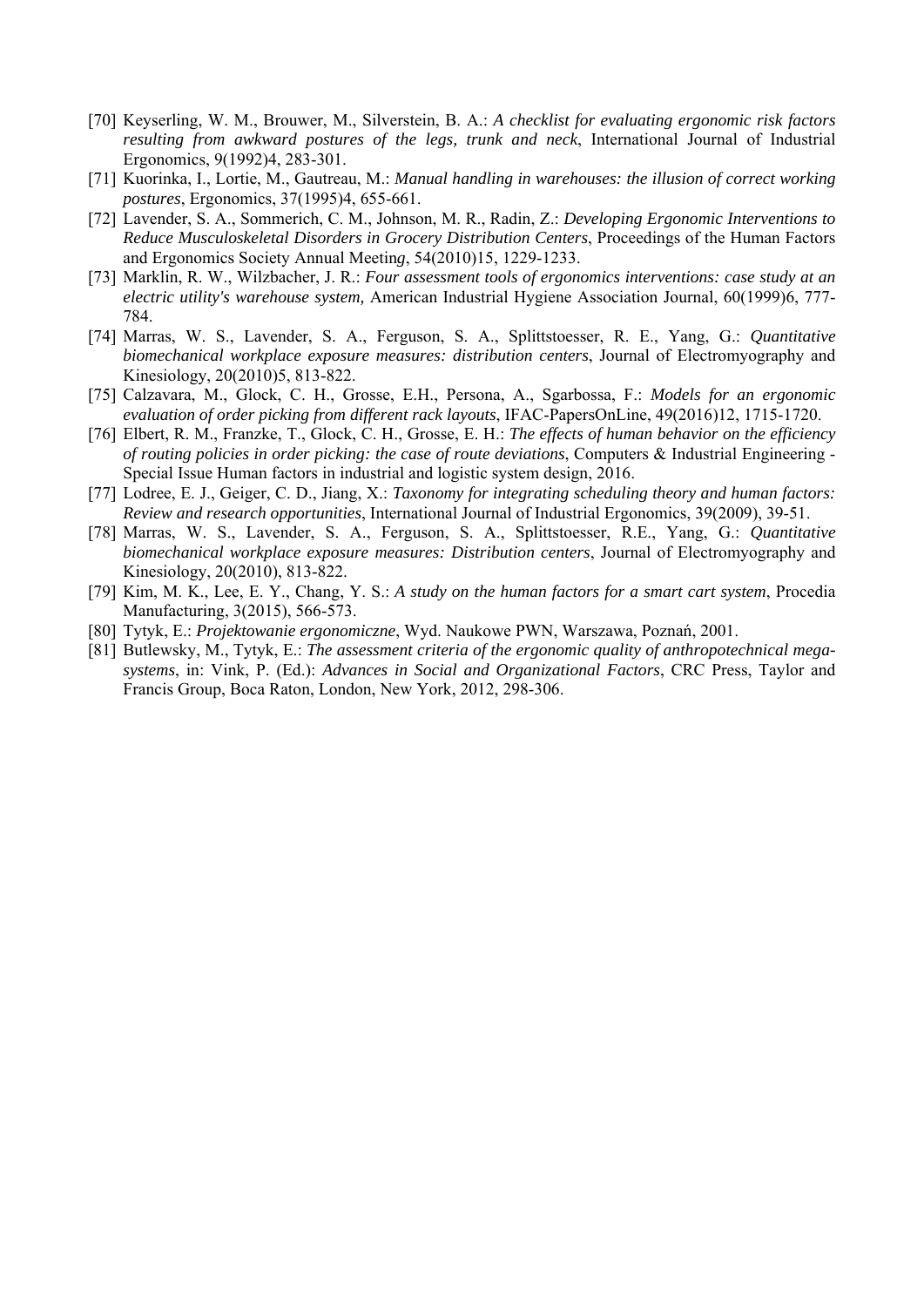[70] Keyserling, W. M., Brouwer, M., Silverstein, B. A.: *A checklist for evaluating ergonomic risk factors resulting from awkward postures of the legs, trunk and neck*, International Journal of Industrial Ergonomics, 9(1992)4, 283-301.

[71] Kuorinka, I., Lortie, M., Gautreau, M.: *Manual handling in warehouses: the illusion of correct working postures*, Ergonomics, 37(1995)4, 655-661.

[72] Lavender, S. A., Sommerich, C. M., Johnson, M. R., Radin, Z.: *Developing Ergonomic Interventions to Reduce Musculoskeletal Disorders in Grocery Distribution Centers*, Proceedings of the Human Factors and Ergonomics Society Annual Meeting, 54(2010)15, 1229-1233.

[73] Marklin, R. W., Wilzbacher, J. R.: *Four assessment tools of ergonomics interventions: case study at an electric utility's warehouse system,* American Industrial Hygiene Association Journal, 60(1999)6, 777-784.

[74] Marras, W. S., Lavender, S. A., Ferguson, S. A., Splittstoesser, R. E., Yang, G.: *Quantitative biomechanical workplace exposure measures: distribution centers*, Journal of Electromyography and Kinesiology, 20(2010)5, 813-822.

[75] Calzavara, M., Glock, C. H., Grosse, E.H., Persona, A., Sgarbossa, F.: *Models for an ergonomic evaluation of order picking from different rack layouts*, IFAC-PapersOnLine, 49(2016)12, 1715-1720.

[76] Elbert, R. M., Franzke, T., Glock, C. H., Grosse, E. H.: *The effects of human behavior on the efficiency of routing policies in order picking: the case of route deviations*, Computers & Industrial Engineering - Special Issue Human factors in industrial and logistic system design, 2016.

[77] Lodree, E. J., Geiger, C. D., Jiang, X.: *Taxonomy for integrating scheduling theory and human factors: Review and research opportunities*, International Journal of Industrial Ergonomics, 39(2009), 39-51.

[78] Marras, W. S., Lavender, S. A., Ferguson, S. A., Splittstoesser, R.E., Yang, G.: *Quantitative biomechanical workplace exposure measures: Distribution centers*, Journal of Electromyography and Kinesiology, 20(2010), 813-822.

[79] Kim, M. K., Lee, E. Y., Chang, Y. S.: *A study on the human factors for a smart cart system*, Procedia Manufacturing, 3(2015), 566-573.

[80] Tytyk, E.: *Projektowanie ergonomiczne*, Wyd. Naukowe PWN, Warszawa, Poznań, 2001.

[81] Butlewsky, M., Tytyk, E.: *The assessment criteria of the ergonomic quality of anthropotechnical mega-systems*, in: Vink, P. (Ed.): *Advances in Social and Organizational Factors*, CRC Press, Taylor and Francis Group, Boca Raton, London, New York, 2012, 298-306.